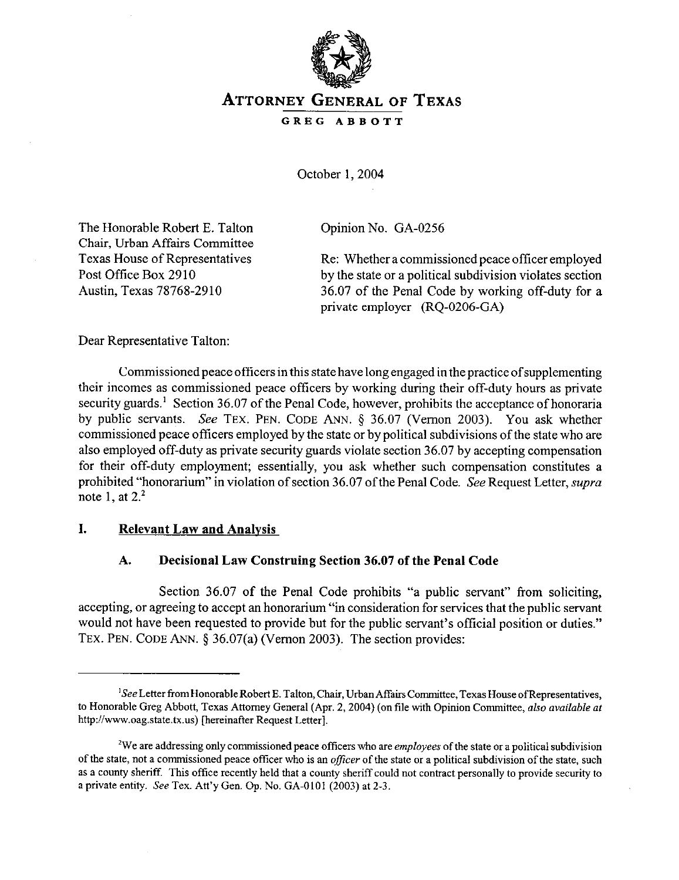# ATTORNEY GENERAL OF TEXAS

**GREG ABBOTT**

October 1, 2004

The Honorable Robert E. Talton
Chair, Urban Affairs Committee
Texas House of Representatives
Post Office Box 2910
Austin, Texas 78768-2910

Opinion No. GA-0256

Re: Whether a commissioned peace officer employed by the state or a political subdivision violates section 36.07 of the Penal Code by working off-duty for a private employer (RQ-0206-GA)

Dear Representative Talton:

Commissioned peace officers in this state have long engaged in the practice of supplementing their incomes as commissioned peace officers by working during their off-duty hours as private security guards.[1] Section 36.07 of the Penal Code, however, prohibits the acceptance of honoraria by public servants. *See* TEX. PEN. CODE ANN. § 36.07 (Vernon 2003). You ask whether commissioned peace officers employed by the state or by political subdivisions of the state who are also employed off-duty as private security guards violate section 36.07 by accepting compensation for their off-duty employment; essentially, you ask whether such compensation constitutes a prohibited "honorarium" in violation of section 36.07 of the Penal Code. *See* Request Letter, *supra* note 1, at 2.[2]

## I. Relevant Law and Analysis

### A. Decisional Law Construing Section 36.07 of the Penal Code

Section 36.07 of the Penal Code prohibits "a public servant" from soliciting, accepting, or agreeing to accept an honorarium "in consideration for services that the public servant would not have been requested to provide but for the public servant's official position or duties." TEX. PEN. CODE ANN. § 36.07(a) (Vernon 2003). The section provides:

---

[1] *See* Letter from Honorable Robert E. Talton, Chair, Urban Affairs Committee, Texas House of Representatives, to Honorable Greg Abbott, Texas Attorney General (Apr. 2, 2004) (on file with Opinion Committee, *also available at* http://www.oag.state.tx.us) [hereinafter Request Letter].

[2] We are addressing only commissioned peace officers who are *employees* of the state or a political subdivision of the state, not a commissioned peace officer who is an *officer* of the state or a political subdivision of the state, such as a county sheriff. This office recently held that a county sheriff could not contract personally to provide security to a private entity. *See* Tex. Att'y Gen. Op. No. GA-0101 (2003) at 2-3.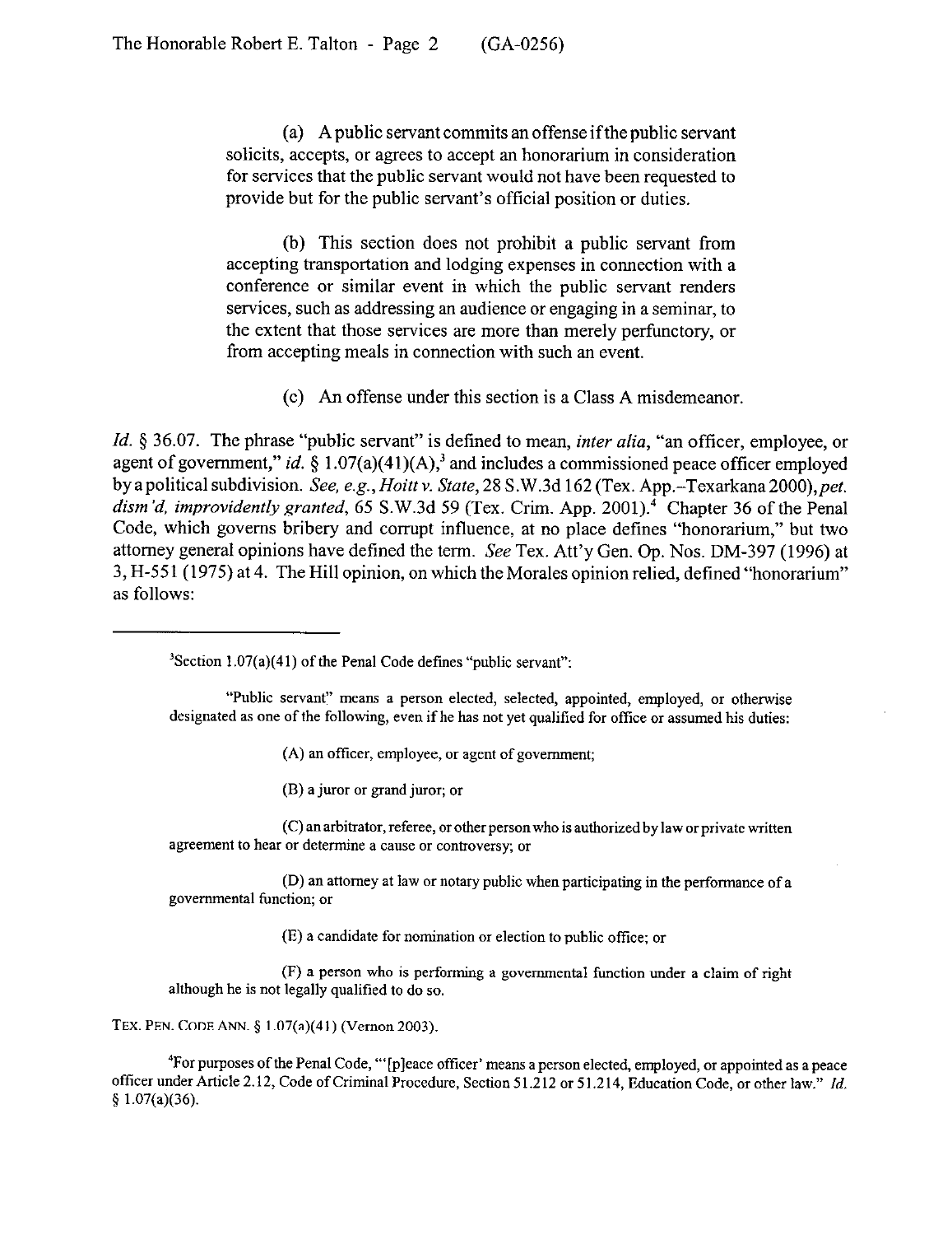> (a) A public servant commits an offense if the public servant solicits, accepts, or agrees to accept an honorarium in consideration for services that the public servant would not have been requested to provide but for the public servant's official position or duties.
>
> (b) This section does not prohibit a public servant from accepting transportation and lodging expenses in connection with a conference or similar event in which the public servant renders services, such as addressing an audience or engaging in a seminar, to the extent that those services are more than merely perfunctory, or from accepting meals in connection with such an event.
>
> (c) An offense under this section is a Class A misdemeanor.

*Id.* § 36.07. The phrase "public servant" is defined to mean, *inter alia*, "an officer, employee, or agent of government," *id.* § 1.07(a)(41)(A),[3] and includes a commissioned peace officer employed by a political subdivision. *See, e.g., Hoitt v. State*, 28 S.W.3d 162 (Tex. App.–Texarkana 2000), *pet. dism'd, improvidently granted*, 65 S.W.3d 59 (Tex. Crim. App. 2001).[4] Chapter 36 of the Penal Code, which governs bribery and corrupt influence, at no place defines "honorarium," but two attorney general opinions have defined the term. *See* Tex. Att'y Gen. Op. Nos. DM-397 (1996) at 3, H-551 (1975) at 4. The Hill opinion, on which the Morales opinion relied, defined "honorarium" as follows:

---

[3] Section 1.07(a)(41) of the Penal Code defines "public servant":

> "Public servant" means a person elected, selected, appointed, employed, or otherwise designated as one of the following, even if he has not yet qualified for office or assumed his duties:
>
> (A) an officer, employee, or agent of government;
>
> (B) a juror or grand juror; or
>
> (C) an arbitrator, referee, or other person who is authorized by law or private written agreement to hear or determine a cause or controversy; or
>
> (D) an attorney at law or notary public when participating in the performance of a governmental function; or
>
> (E) a candidate for nomination or election to public office; or
>
> (F) a person who is performing a governmental function under a claim of right although he is not legally qualified to do so.

TEX. PEN. CODE ANN. § 1.07(a)(41) (Vernon 2003).

[4] For purposes of the Penal Code, "'[p]eace officer' means a person elected, employed, or appointed as a peace officer under Article 2.12, Code of Criminal Procedure, Section 51.212 or 51.214, Education Code, or other law." *Id.* § 1.07(a)(36).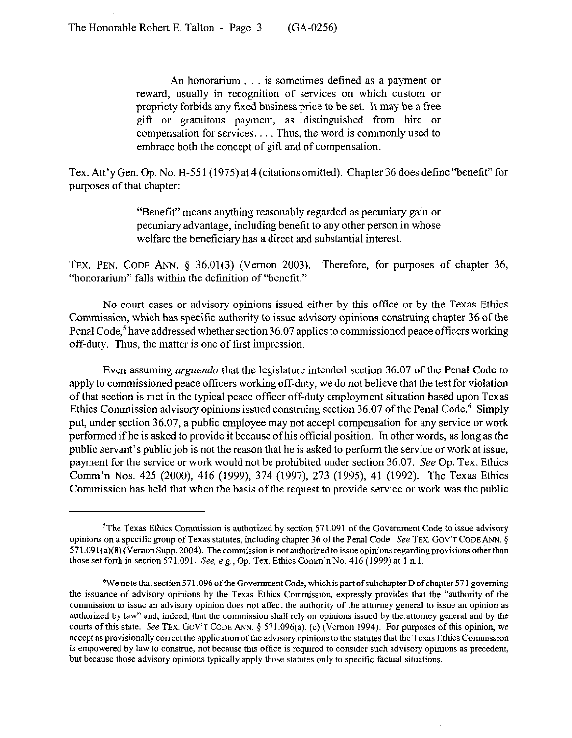> An honorarium . . . is sometimes defined as a payment or reward, usually in recognition of services on which custom or propriety forbids any fixed business price to be set. It may be a free gift or gratuitous payment, as distinguished from hire or compensation for services. . . . Thus, the word is commonly used to embrace both the concept of gift and of compensation.

Tex. Att'y Gen. Op. No. H-551 (1975) at 4 (citations omitted). Chapter 36 does define "benefit" for purposes of that chapter:

> "Benefit" means anything reasonably regarded as pecuniary gain or pecuniary advantage, including benefit to any other person in whose welfare the beneficiary has a direct and substantial interest.

TEX. PEN. CODE ANN. § 36.01(3) (Vernon 2003). Therefore, for purposes of chapter 36, "honorarium" falls within the definition of "benefit."

No court cases or advisory opinions issued either by this office or by the Texas Ethics Commission, which has specific authority to issue advisory opinions construing chapter 36 of the Penal Code,[5] have addressed whether section 36.07 applies to commissioned peace officers working off-duty. Thus, the matter is one of first impression.

Even assuming *arguendo* that the legislature intended section 36.07 of the Penal Code to apply to commissioned peace officers working off-duty, we do not believe that the test for violation of that section is met in the typical peace officer off-duty employment situation based upon Texas Ethics Commission advisory opinions issued construing section 36.07 of the Penal Code.[6] Simply put, under section 36.07, a public employee may not accept compensation for any service or work performed if he is asked to provide it because of his official position. In other words, as long as the public servant's public job is not the reason that he is asked to perform the service or work at issue, payment for the service or work would not be prohibited under section 36.07. *See* Op. Tex. Ethics Comm'n Nos. 425 (2000), 416 (1999), 374 (1997), 273 (1995), 41 (1992). The Texas Ethics Commission has held that when the basis of the request to provide service or work was the public

---

[5]The Texas Ethics Commission is authorized by section 571.091 of the Government Code to issue advisory opinions on a specific group of Texas statutes, including chapter 36 of the Penal Code. *See* TEX. GOV'T CODE ANN. § 571.091(a)(8) (Vernon Supp. 2004). The commission is not authorized to issue opinions regarding provisions other than those set forth in section 571.091. *See, e.g.*, Op. Tex. Ethics Comm'n No. 416 (1999) at 1 n.1.

[6]We note that section 571.096 of the Government Code, which is part of subchapter D of chapter 571 governing the issuance of advisory opinions by the Texas Ethics Commission, expressly provides that the "authority of the commission to issue an advisory opinion does not affect the authority of the attorney general to issue an opinion as authorized by law" and, indeed, that the commission shall rely on opinions issued by the attorney general and by the courts of this state. *See* TEX. GOV'T CODE ANN. § 571.096(a), (c) (Vernon 1994). For purposes of this opinion, we accept as provisionally correct the application of the advisory opinions to the statutes that the Texas Ethics Commission is empowered by law to construe, not because this office is required to consider such advisory opinions as precedent, but because those advisory opinions typically apply those statutes only to specific factual situations.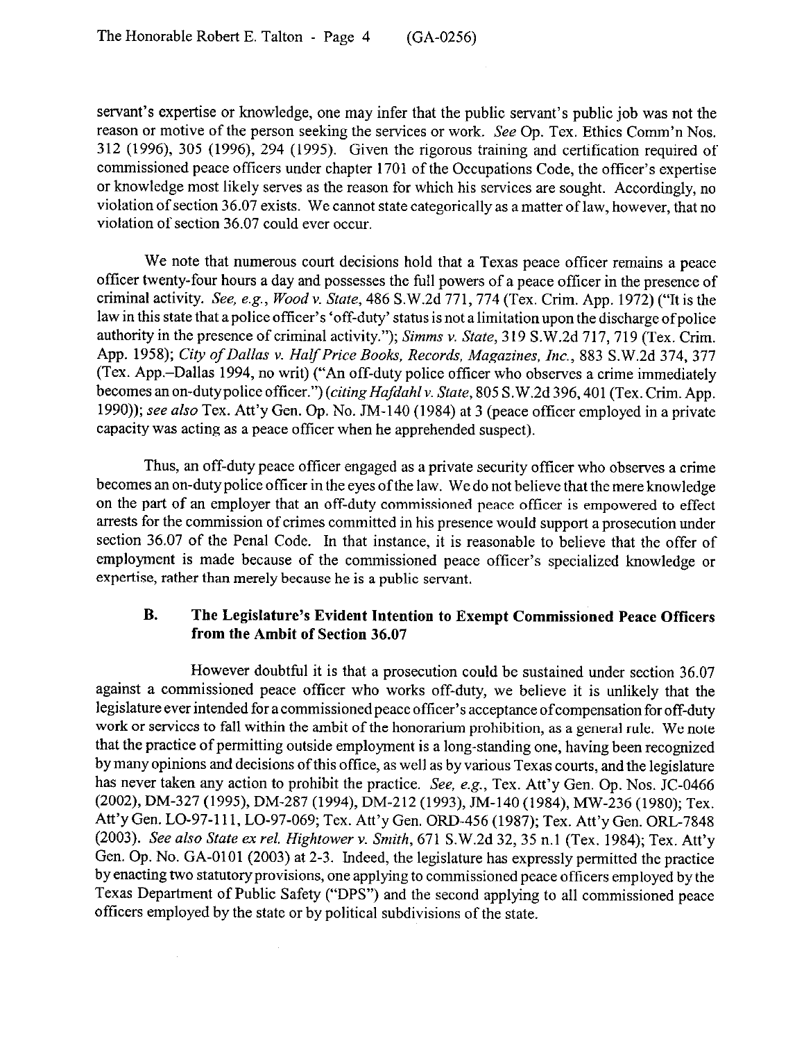servant's expertise or knowledge, one may infer that the public servant's public job was not the reason or motive of the person seeking the services or work. *See* Op. Tex. Ethics Comm'n Nos. 312 (1996), 305 (1996), 294 (1995). Given the rigorous training and certification required of commissioned peace officers under chapter 1701 of the Occupations Code, the officer's expertise or knowledge most likely serves as the reason for which his services are sought. Accordingly, no violation of section 36.07 exists. We cannot state categorically as a matter of law, however, that no violation of section 36.07 could ever occur.

We note that numerous court decisions hold that a Texas peace officer remains a peace officer twenty-four hours a day and possesses the full powers of a peace officer in the presence of criminal activity. *See, e.g., Wood v. State*, 486 S.W.2d 771, 774 (Tex. Crim. App. 1972) ("It is the law in this state that a police officer's 'off-duty' status is not a limitation upon the discharge of police authority in the presence of criminal activity."); *Simms v. State*, 319 S.W.2d 717, 719 (Tex. Crim. App. 1958); *City of Dallas v. Half Price Books, Records, Magazines, Inc.*, 883 S.W.2d 374, 377 (Tex. App.–Dallas 1994, no writ) ("An off-duty police officer who observes a crime immediately becomes an on-duty police officer.") (*citing Hafdahl v. State*, 805 S.W.2d 396, 401 (Tex. Crim. App. 1990)); *see also* Tex. Att'y Gen. Op. No. JM-140 (1984) at 3 (peace officer employed in a private capacity was acting as a peace officer when he apprehended suspect).

Thus, an off-duty peace officer engaged as a private security officer who observes a crime becomes an on-duty police officer in the eyes of the law. We do not believe that the mere knowledge on the part of an employer that an off-duty commissioned peace officer is empowered to effect arrests for the commission of crimes committed in his presence would support a prosecution under section 36.07 of the Penal Code. In that instance, it is reasonable to believe that the offer of employment is made because of the commissioned peace officer's specialized knowledge or expertise, rather than merely because he is a public servant.

### B. The Legislature's Evident Intention to Exempt Commissioned Peace Officers from the Ambit of Section 36.07

However doubtful it is that a prosecution could be sustained under section 36.07 against a commissioned peace officer who works off-duty, we believe it is unlikely that the legislature ever intended for a commissioned peace officer's acceptance of compensation for off-duty work or services to fall within the ambit of the honorarium prohibition, as a general rule. We note that the practice of permitting outside employment is a long-standing one, having been recognized by many opinions and decisions of this office, as well as by various Texas courts, and the legislature has never taken any action to prohibit the practice. *See, e.g.*, Tex. Att'y Gen. Op. Nos. JC-0466 (2002), DM-327 (1995), DM-287 (1994), DM-212 (1993), JM-140 (1984), MW-236 (1980); Tex. Att'y Gen. LO-97-111, LO-97-069; Tex. Att'y Gen. ORD-456 (1987); Tex. Att'y Gen. ORL-7848 (2003). *See also State ex rel. Hightower v. Smith*, 671 S.W.2d 32, 35 n.1 (Tex. 1984); Tex. Att'y Gen. Op. No. GA-0101 (2003) at 2-3. Indeed, the legislature has expressly permitted the practice by enacting two statutory provisions, one applying to commissioned peace officers employed by the Texas Department of Public Safety ("DPS") and the second applying to all commissioned peace officers employed by the state or by political subdivisions of the state.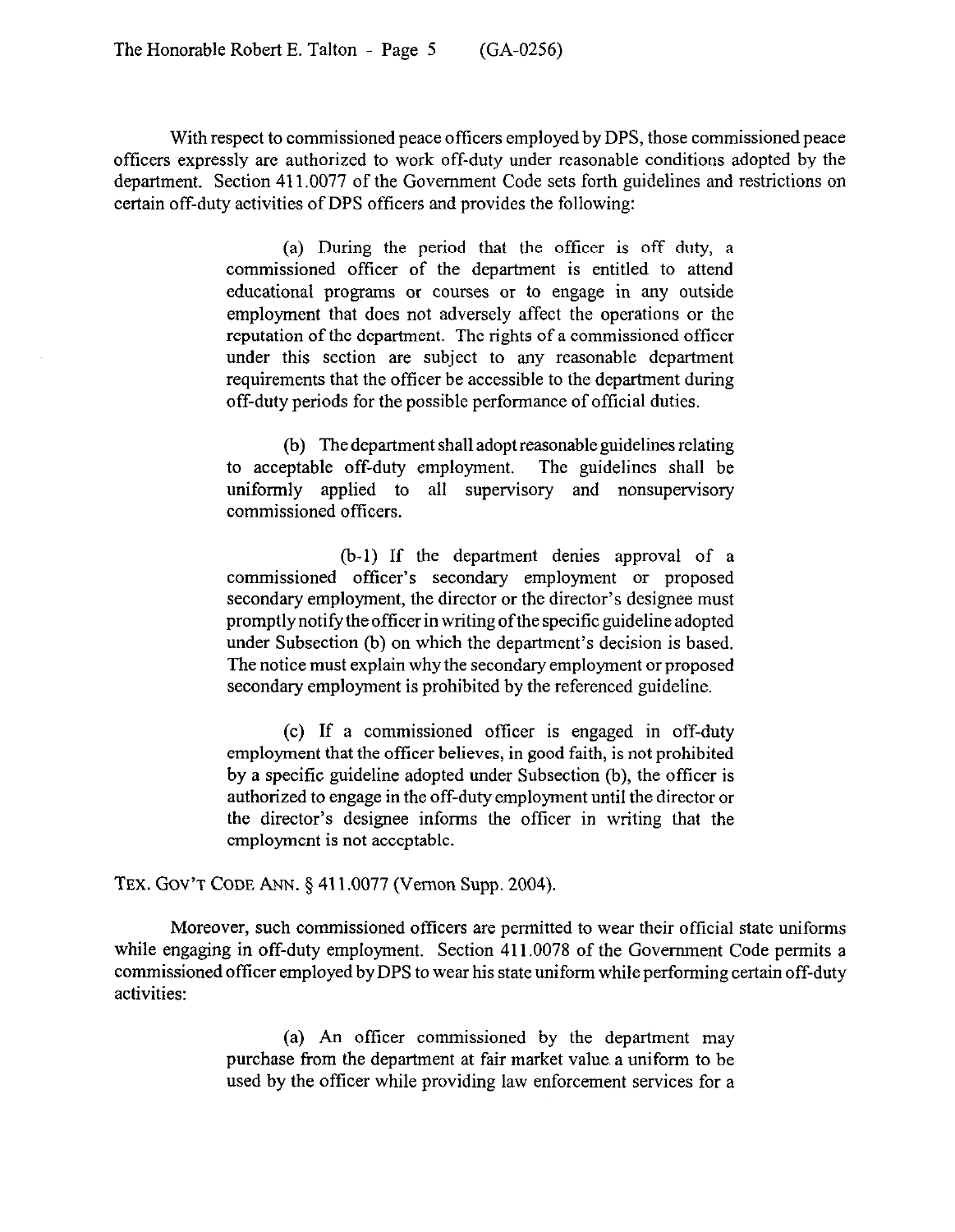With respect to commissioned peace officers employed by DPS, those commissioned peace officers expressly are authorized to work off-duty under reasonable conditions adopted by the department. Section 411.0077 of the Government Code sets forth guidelines and restrictions on certain off-duty activities of DPS officers and provides the following:

> (a) During the period that the officer is off duty, a commissioned officer of the department is entitled to attend educational programs or courses or to engage in any outside employment that does not adversely affect the operations or the reputation of the department. The rights of a commissioned officer under this section are subject to any reasonable department requirements that the officer be accessible to the department during off-duty periods for the possible performance of official duties.
>
> (b) The department shall adopt reasonable guidelines relating to acceptable off-duty employment. The guidelines shall be uniformly applied to all supervisory and nonsupervisory commissioned officers.
>
> (b-1) If the department denies approval of a commissioned officer's secondary employment or proposed secondary employment, the director or the director's designee must promptly notify the officer in writing of the specific guideline adopted under Subsection (b) on which the department's decision is based. The notice must explain why the secondary employment or proposed secondary employment is prohibited by the referenced guideline.
>
> (c) If a commissioned officer is engaged in off-duty employment that the officer believes, in good faith, is not prohibited by a specific guideline adopted under Subsection (b), the officer is authorized to engage in the off-duty employment until the director or the director's designee informs the officer in writing that the employment is not acceptable.

TEX. GOV'T CODE ANN. § 411.0077 (Vernon Supp. 2004).

Moreover, such commissioned officers are permitted to wear their official state uniforms while engaging in off-duty employment. Section 411.0078 of the Government Code permits a commissioned officer employed by DPS to wear his state uniform while performing certain off-duty activities:

> (a) An officer commissioned by the department may purchase from the department at fair market value a uniform to be used by the officer while providing law enforcement services for a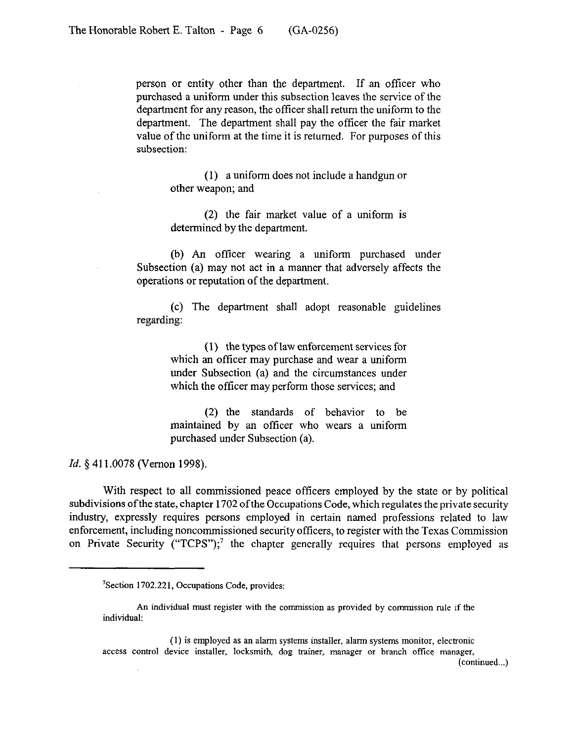> person or entity other than the department. If an officer who purchased a uniform under this subsection leaves the service of the department for any reason, the officer shall return the uniform to the department. The department shall pay the officer the fair market value of the uniform at the time it is returned. For purposes of this subsection:
>
> > (1) a uniform does not include a handgun or other weapon; and
> >
> > (2) the fair market value of a uniform is determined by the department.
>
> (b) An officer wearing a uniform purchased under Subsection (a) may not act in a manner that adversely affects the operations or reputation of the department.
>
> (c) The department shall adopt reasonable guidelines regarding:
>
> > (1) the types of law enforcement services for which an officer may purchase and wear a uniform under Subsection (a) and the circumstances under which the officer may perform those services; and
> >
> > (2) the standards of behavior to be maintained by an officer who wears a uniform purchased under Subsection (a).

*Id.* § 411.0078 (Vernon 1998).

With respect to all commissioned peace officers employed by the state or by political subdivisions of the state, chapter 1702 of the Occupations Code, which regulates the private security industry, expressly requires persons employed in certain named professions related to law enforcement, including noncommissioned security officers, to register with the Texas Commission on Private Security ("TCPS");[7] the chapter generally requires that persons employed as

---

[7]Section 1702.221, Occupations Code, provides:

> An individual must register with the commission as provided by commission rule if the individual:
>
> > (1) is employed as an alarm systems installer, alarm systems monitor, electronic access control device installer, locksmith, dog trainer, manager or branch office manager,

(continued...)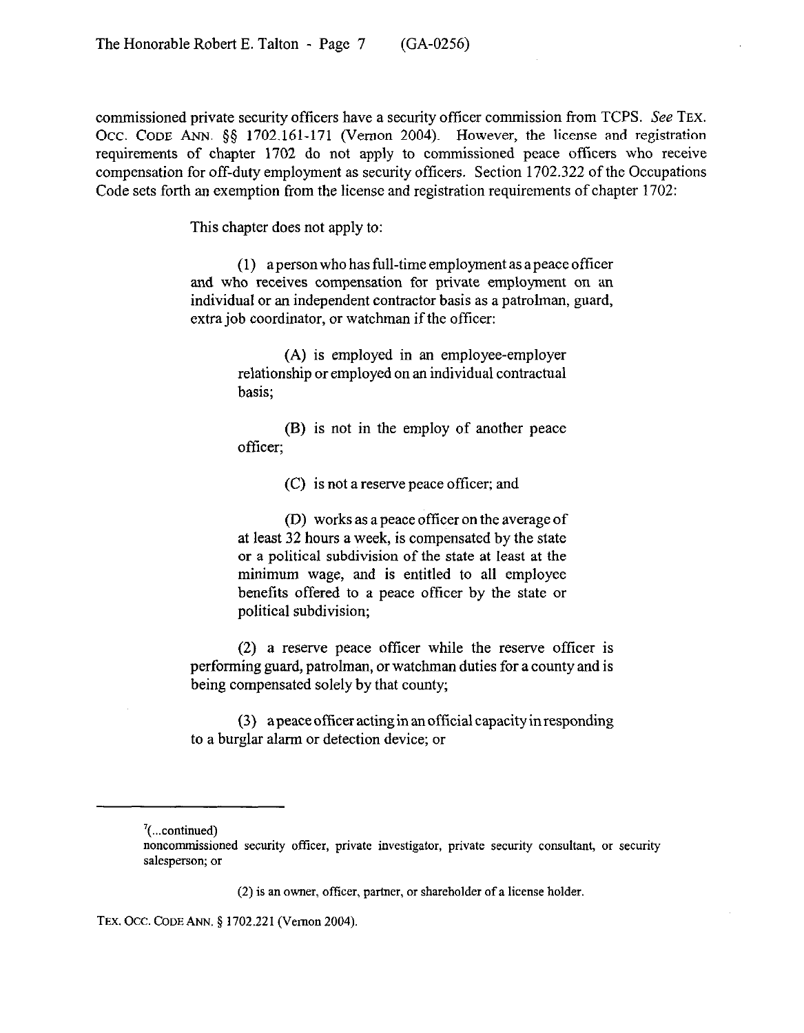commissioned private security officers have a security officer commission from TCPS. *See* TEX. OCC. CODE ANN. §§ 1702.161-171 (Vernon 2004). However, the license and registration requirements of chapter 1702 do not apply to commissioned peace officers who receive compensation for off-duty employment as security officers. Section 1702.322 of the Occupations Code sets forth an exemption from the license and registration requirements of chapter 1702:

> This chapter does not apply to:
>
> (1) a person who has full-time employment as a peace officer and who receives compensation for private employment on an individual or an independent contractor basis as a patrolman, guard, extra job coordinator, or watchman if the officer:
>
> > (A) is employed in an employee-employer relationship or employed on an individual contractual basis;
> >
> > (B) is not in the employ of another peace officer;
> >
> > (C) is not a reserve peace officer; and
> >
> > (D) works as a peace officer on the average of at least 32 hours a week, is compensated by the state or a political subdivision of the state at least at the minimum wage, and is entitled to all employee benefits offered to a peace officer by the state or political subdivision;
>
> (2) a reserve peace officer while the reserve officer is performing guard, patrolman, or watchman duties for a county and is being compensated solely by that county;
>
> (3) a peace officer acting in an official capacity in responding to a burglar alarm or detection device; or

---

[7](...continued)
noncommissioned security officer, private investigator, private security consultant, or security salesperson; or

> (2) is an owner, officer, partner, or shareholder of a license holder.

TEX. OCC. CODE ANN. § 1702.221 (Vernon 2004).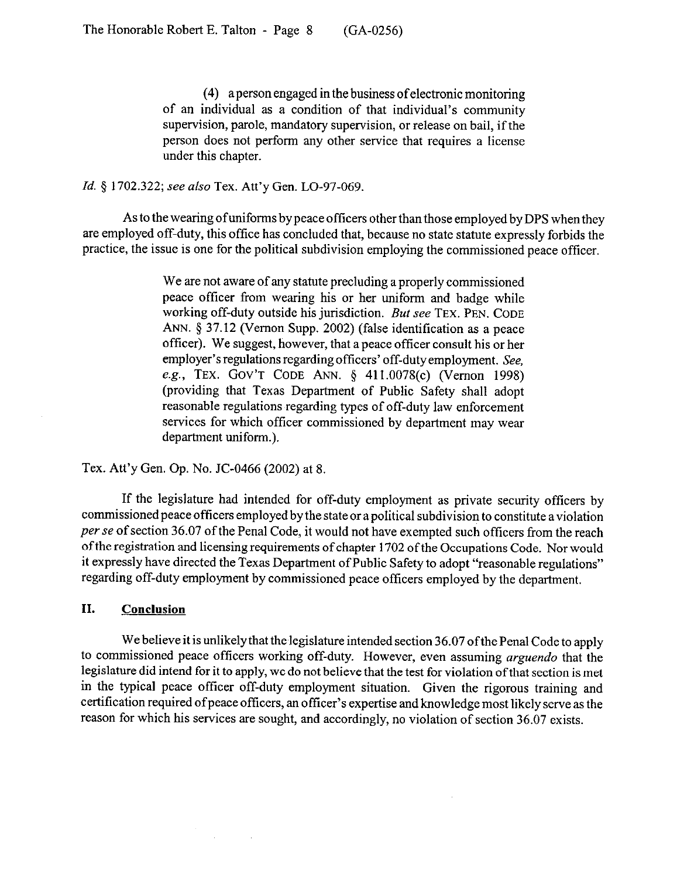> (4) a person engaged in the business of electronic monitoring of an individual as a condition of that individual's community supervision, parole, mandatory supervision, or release on bail, if the person does not perform any other service that requires a license under this chapter.

*Id.* § 1702.322; *see also* Tex. Att'y Gen. LO-97-069.

As to the wearing of uniforms by peace officers other than those employed by DPS when they are employed off-duty, this office has concluded that, because no state statute expressly forbids the practice, the issue is one for the political subdivision employing the commissioned peace officer.

> We are not aware of any statute precluding a properly commissioned peace officer from wearing his or her uniform and badge while working off-duty outside his jurisdiction. *But see* TEX. PEN. CODE ANN. § 37.12 (Vernon Supp. 2002) (false identification as a peace officer). We suggest, however, that a peace officer consult his or her employer's regulations regarding officers' off-duty employment. *See, e.g.*, TEX. GOV'T CODE ANN. § 411.0078(c) (Vernon 1998) (providing that Texas Department of Public Safety shall adopt reasonable regulations regarding types of off-duty law enforcement services for which officer commissioned by department may wear department uniform.).

Tex. Att'y Gen. Op. No. JC-0466 (2002) at 8.

If the legislature had intended for off-duty employment as private security officers by commissioned peace officers employed by the state or a political subdivision to constitute a violation *per se* of section 36.07 of the Penal Code, it would not have exempted such officers from the reach of the registration and licensing requirements of chapter 1702 of the Occupations Code. Nor would it expressly have directed the Texas Department of Public Safety to adopt "reasonable regulations" regarding off-duty employment by commissioned peace officers employed by the department.

## II. Conclusion

We believe it is unlikely that the legislature intended section 36.07 of the Penal Code to apply to commissioned peace officers working off-duty. However, even assuming *arguendo* that the legislature did intend for it to apply, we do not believe that the test for violation of that section is met in the typical peace officer off-duty employment situation. Given the rigorous training and certification required of peace officers, an officer's expertise and knowledge most likely serve as the reason for which his services are sought, and accordingly, no violation of section 36.07 exists.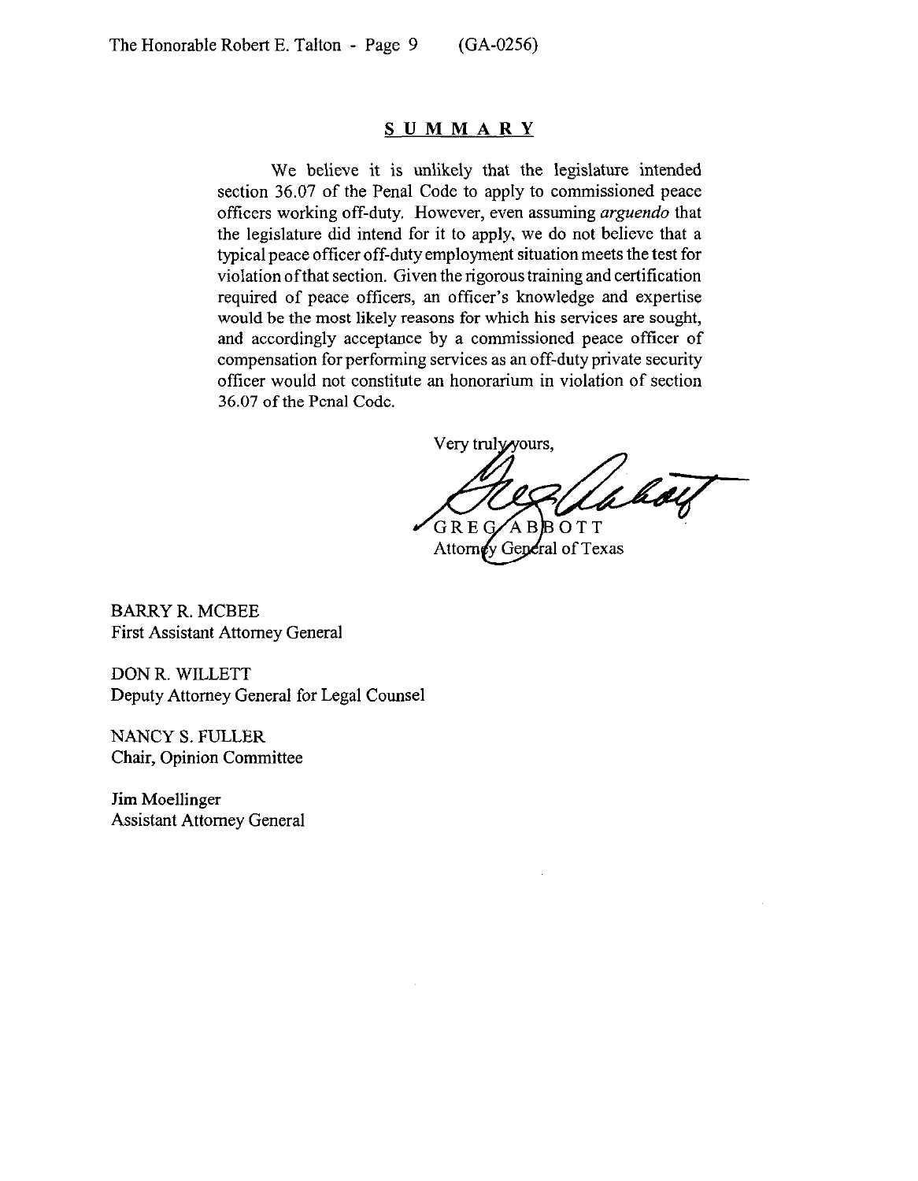## SUMMARY

We believe it is unlikely that the legislature intended section 36.07 of the Penal Code to apply to commissioned peace officers working off-duty. However, even assuming *arguendo* that the legislature did intend for it to apply, we do not believe that a typical peace officer off-duty employment situation meets the test for violation of that section. Given the rigorous training and certification required of peace officers, an officer's knowledge and expertise would be the most likely reasons for which his services are sought, and accordingly acceptance by a commissioned peace officer of compensation for performing services as an off-duty private security officer would not constitute an honorarium in violation of section 36.07 of the Penal Code.

Very truly yours,

GREG ABBOTT
Attorney General of Texas

BARRY R. MCBEE
First Assistant Attorney General

DON R. WILLETT
Deputy Attorney General for Legal Counsel

NANCY S. FULLER
Chair, Opinion Committee

Jim Moellinger
Assistant Attorney General